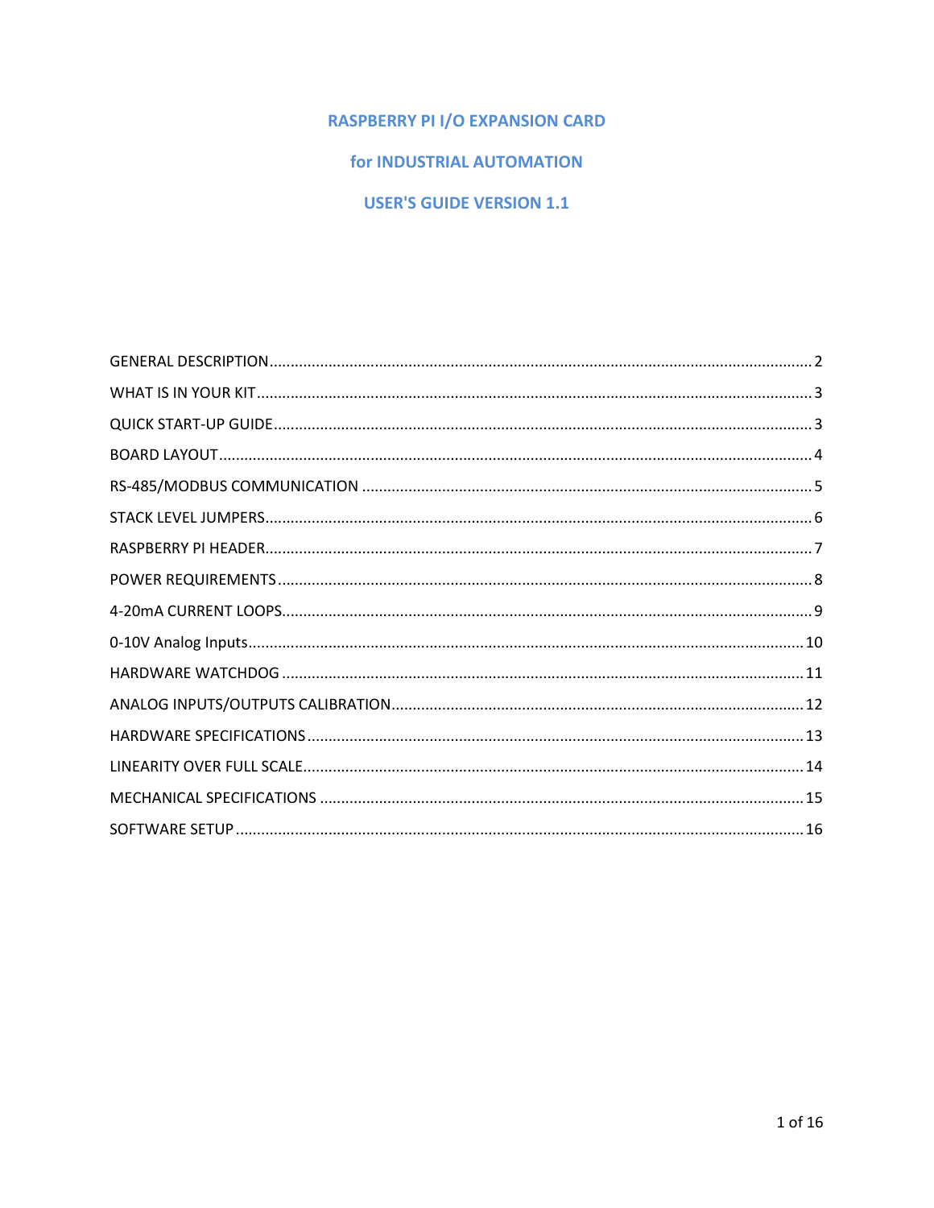# RASPBERRY PI I/O EXPANSION CARD

# for INDUSTRIAL AUTOMATION

# USER'S GUIDE VERSION 1.1

GENERAL DESCRIPTION ..... 2

WHAT IS IN YOUR KIT ..... 3

QUICK START-UP GUIDE ..... 3

BOARD LAYOUT ..... 4

RS-485/MODBUS COMMUNICATION ..... 5

STACK LEVEL JUMPERS ..... 6

RASPBERRY PI HEADER ..... 7

POWER REQUIREMENTS ..... 8

4-20mA CURRENT LOOPS ..... 9

0-10V Analog Inputs ..... 10

HARDWARE WATCHDOG ..... 11

ANALOG INPUTS/OUTPUTS CALIBRATION ..... 12

HARDWARE SPECIFICATIONS ..... 13

LINEARITY OVER FULL SCALE ..... 14

MECHANICAL SPECIFICATIONS ..... 15

SOFTWARE SETUP ..... 16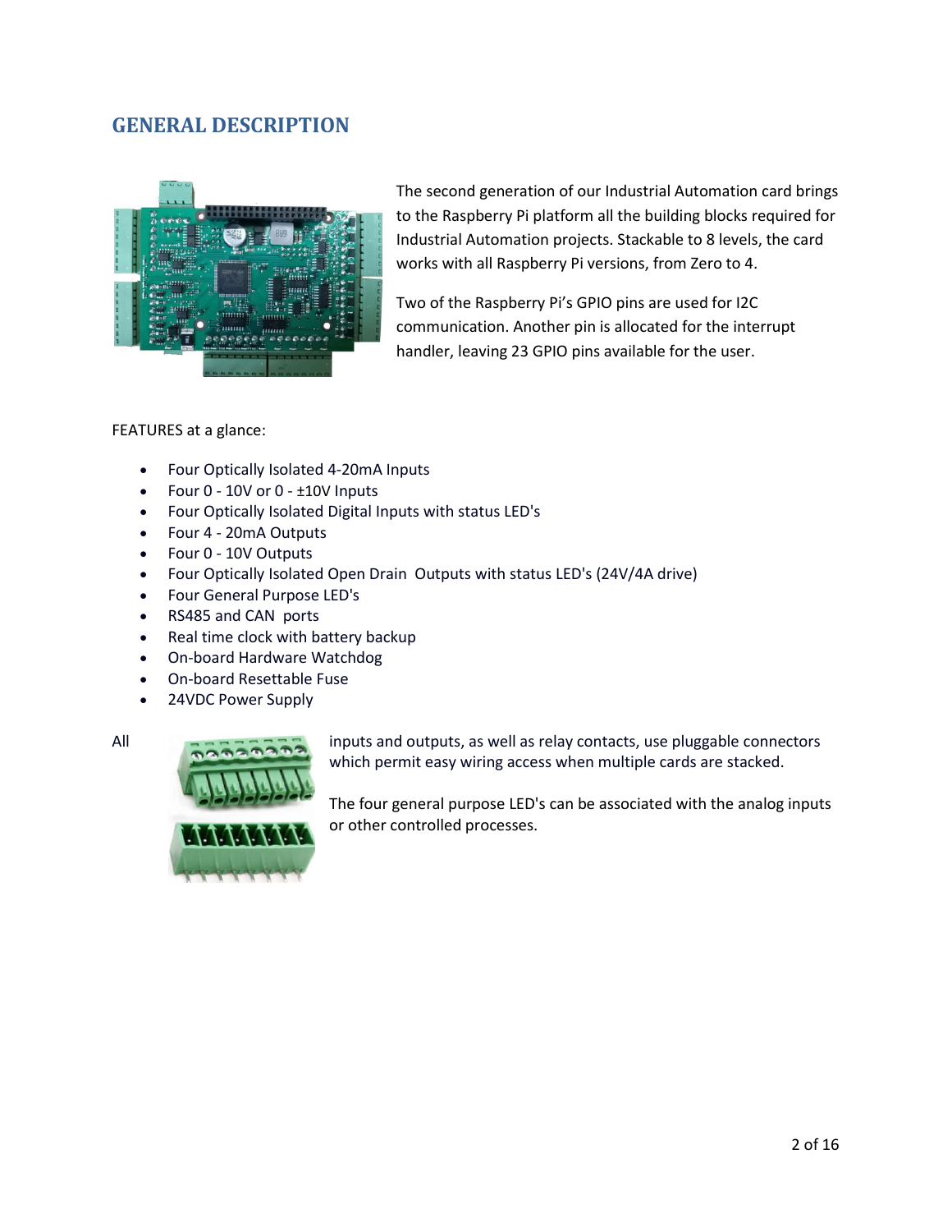## GENERAL DESCRIPTION

The second generation of our Industrial Automation card brings to the Raspberry Pi platform all the building blocks required for Industrial Automation projects. Stackable to 8 levels, the card works with all Raspberry Pi versions, from Zero to 4.

Two of the Raspberry Pi's GPIO pins are used for I2C communication. Another pin is allocated for the interrupt handler, leaving 23 GPIO pins available for the user.

FEATURES at a glance:

- Four Optically Isolated 4-20mA Inputs
- Four 0 - 10V or 0 - ±10V Inputs
- Four Optically Isolated Digital Inputs with status LED's
- Four 4 - 20mA Outputs
- Four 0 - 10V Outputs
- Four Optically Isolated Open Drain Outputs with status LED's (24V/4A drive)
- Four General Purpose LED's
- RS485 and CAN ports
- Real time clock with battery backup
- On-board Hardware Watchdog
- On-board Resettable Fuse
- 24VDC Power Supply

All inputs and outputs, as well as relay contacts, use pluggable connectors which permit easy wiring access when multiple cards are stacked.

The four general purpose LED's can be associated with the analog inputs or other controlled processes.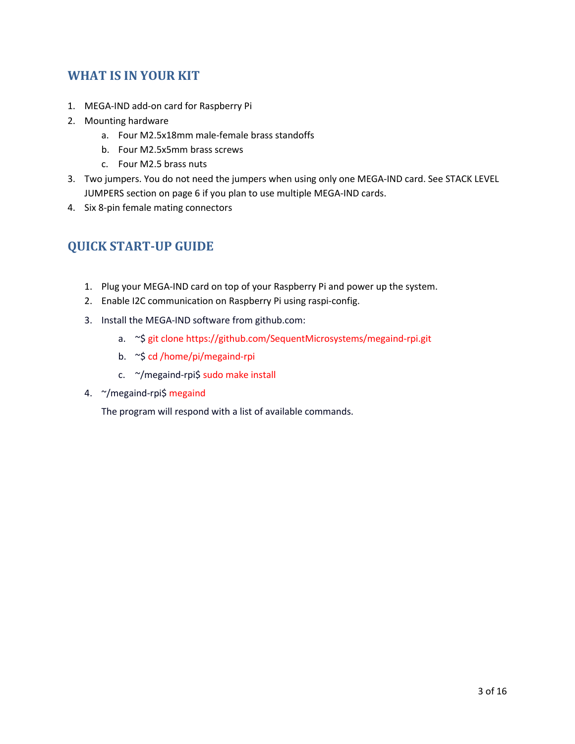## WHAT IS IN YOUR KIT

1. MEGA-IND add-on card for Raspberry Pi
2. Mounting hardware
    a. Four M2.5x18mm male-female brass standoffs
    b. Four M2.5x5mm brass screws
    c. Four M2.5 brass nuts
3. Two jumpers. You do not need the jumpers when using only one MEGA-IND card. See STACK LEVEL JUMPERS section on page 6 if you plan to use multiple MEGA-IND cards.
4. Six 8-pin female mating connectors

## QUICK START-UP GUIDE

1. Plug your MEGA-IND card on top of your Raspberry Pi and power up the system.
2. Enable I2C communication on Raspberry Pi using raspi-config.
3. Install the MEGA-IND software from github.com:
    a. ~$ git clone https://github.com/SequentMicrosystems/megaind-rpi.git
    b. ~$ cd /home/pi/megaind-rpi
    c. ~/megaind-rpi$ sudo make install
4. ~/megaind-rpi$ megaind

    The program will respond with a list of available commands.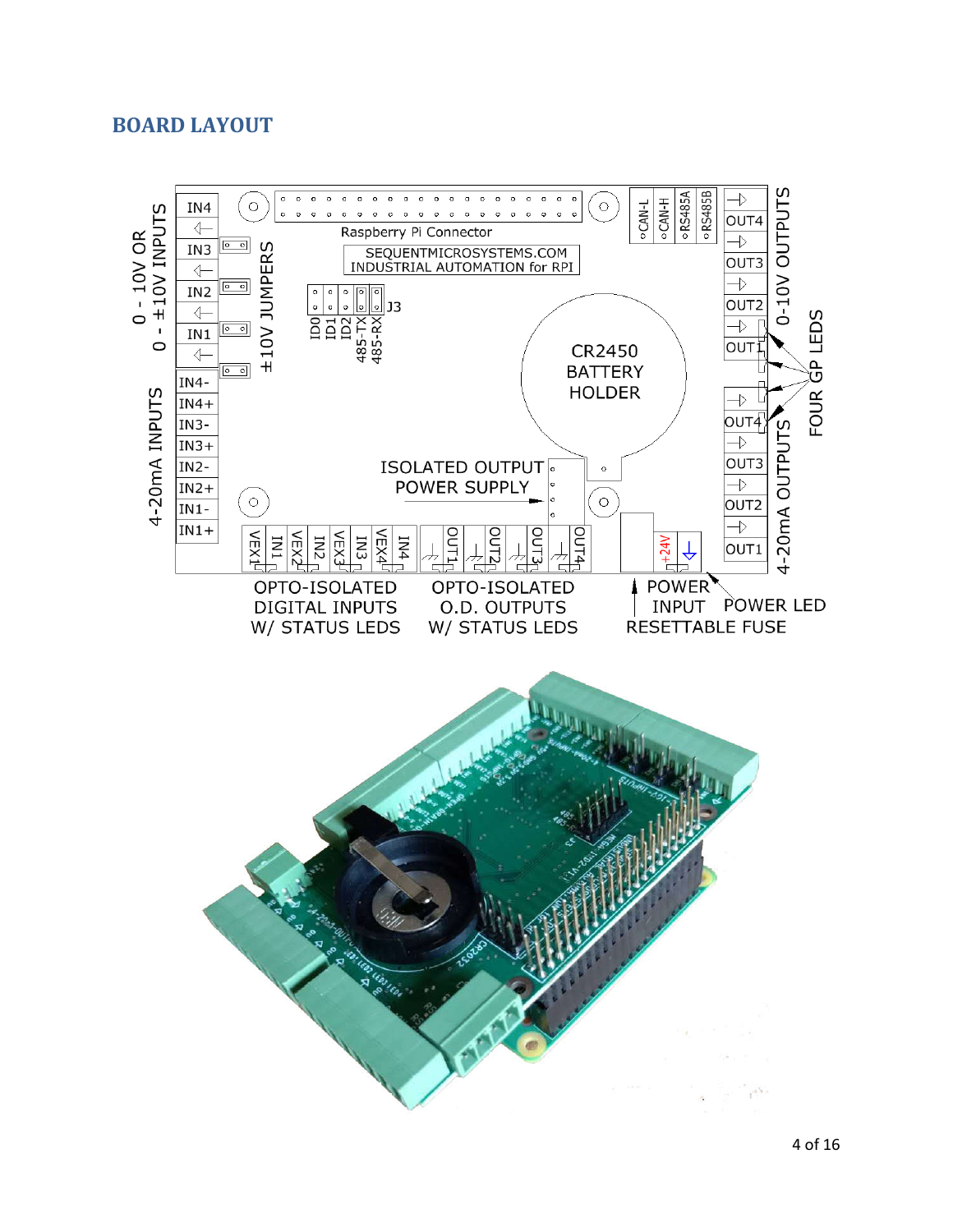## BOARD LAYOUT

0 - 10V OR 0 - ±10V INPUTS

IN4

IN3

IN2

IN1

±10V JUMPERS

Raspberry Pi Connector

SEQUENTMICROSYSTEMS.COM
INDUSTRIAL AUTOMATION for RPI

ID0 ID1 ID2 485-TX 485-RX J3

CAN-L CAN-H RS485A RS485B

OUT4 OUT3 OUT2 OUT1

0-10V OUTPUTS

FOUR GP LEDS

CR2450
BATTERY
HOLDER

4-20mA INPUTS

IN4- IN4+ IN3- IN3+ IN2- IN2+ IN1- IN1+

ISOLATED OUTPUT
POWER SUPPLY

OUT4 OUT3 OUT2 OUT1

4-20mA OUTPUTS

VEX1 IN1 VEX2 IN2 VEX3 IN3 VEX4 IN4

OUT1 OUT2 OUT3 OUT4

+24V

OPTO-ISOLATED
DIGITAL INPUTS
W/ STATUS LEDS

OPTO-ISOLATED
O.D. OUTPUTS
W/ STATUS LEDS

POWER
INPUT
RESETTABLE FUSE

POWER LED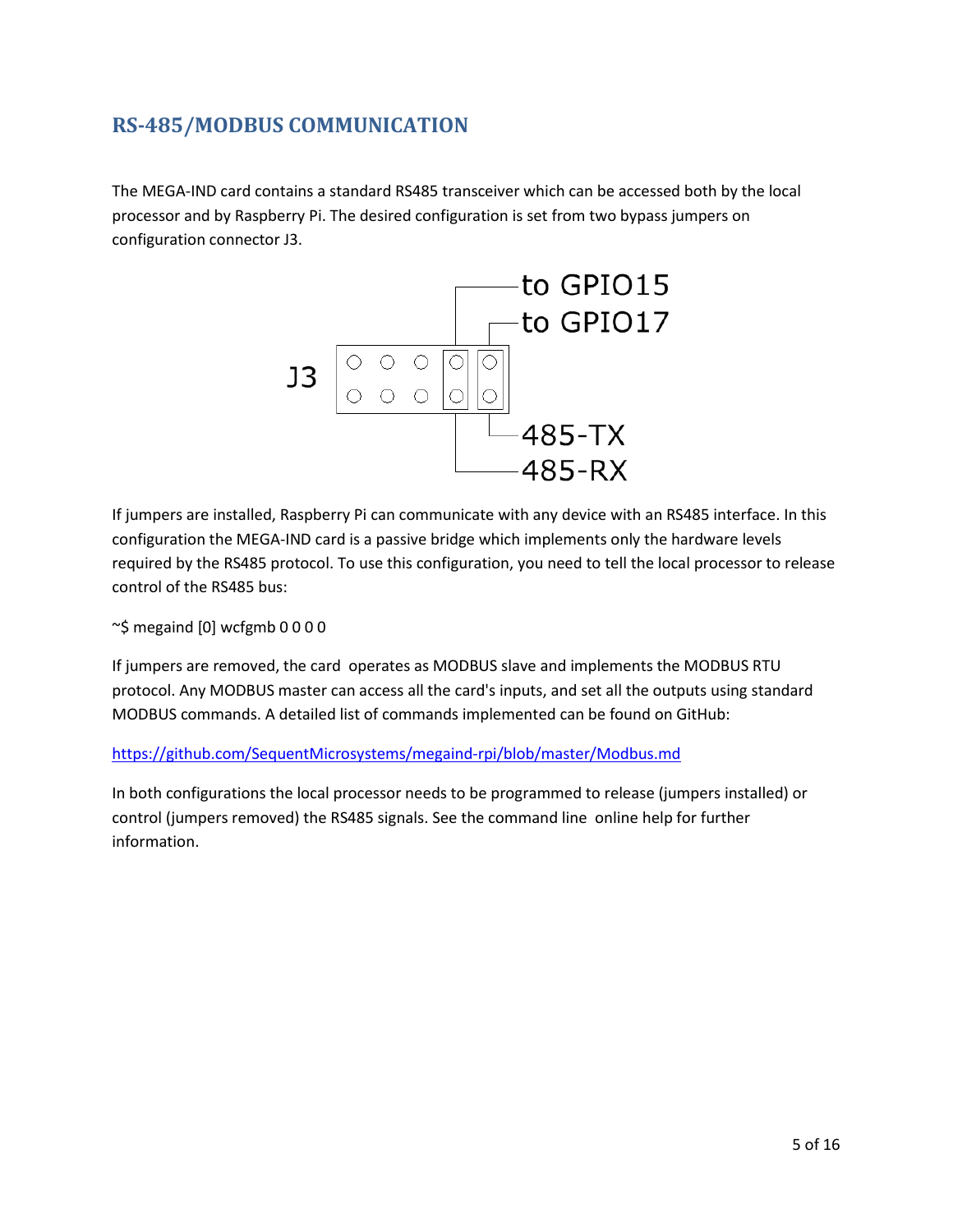## RS-485/MODBUS COMMUNICATION

The MEGA-IND card contains a standard RS485 transceiver which can be accessed both by the local processor and by Raspberry Pi. The desired configuration is set from two bypass jumpers on configuration connector J3.

J3

to GPIO15

to GPIO17

485-TX

485-RX

If jumpers are installed, Raspberry Pi can communicate with any device with an RS485 interface. In this configuration the MEGA-IND card is a passive bridge which implements only the hardware levels required by the RS485 protocol. To use this configuration, you need to tell the local processor to release control of the RS485 bus:

```
~$ megaind [0] wcfgmb 0 0 0 0
```

If jumpers are removed, the card operates as MODBUS slave and implements the MODBUS RTU protocol. Any MODBUS master can access all the card's inputs, and set all the outputs using standard MODBUS commands. A detailed list of commands implemented can be found on GitHub:

[https://github.com/SequentMicrosystems/megaind-rpi/blob/master/Modbus.md](https://github.com/SequentMicrosystems/megaind-rpi/blob/master/Modbus.md)

In both configurations the local processor needs to be programmed to release (jumpers installed) or control (jumpers removed) the RS485 signals. See the command line online help for further information.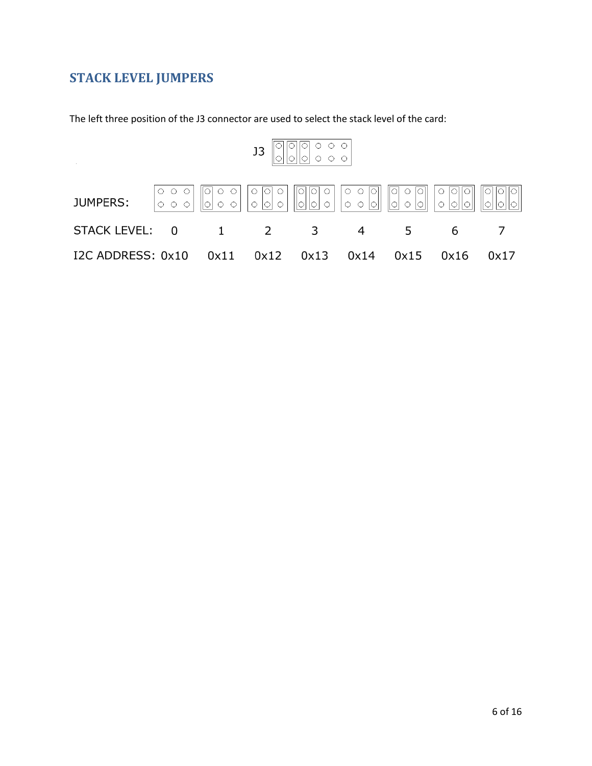## STACK LEVEL JUMPERS

The left three position of the J3 connector are used to select the stack level of the card:

J3

| JUMPERS: | | | | | | | | |
|---|---|---|---|---|---|---|---|---|
| STACK LEVEL: | 0 | 1 | 2 | 3 | 4 | 5 | 6 | 7 |
| I2C ADDRESS: | 0x10 | 0x11 | 0x12 | 0x13 | 0x14 | 0x15 | 0x16 | 0x17 |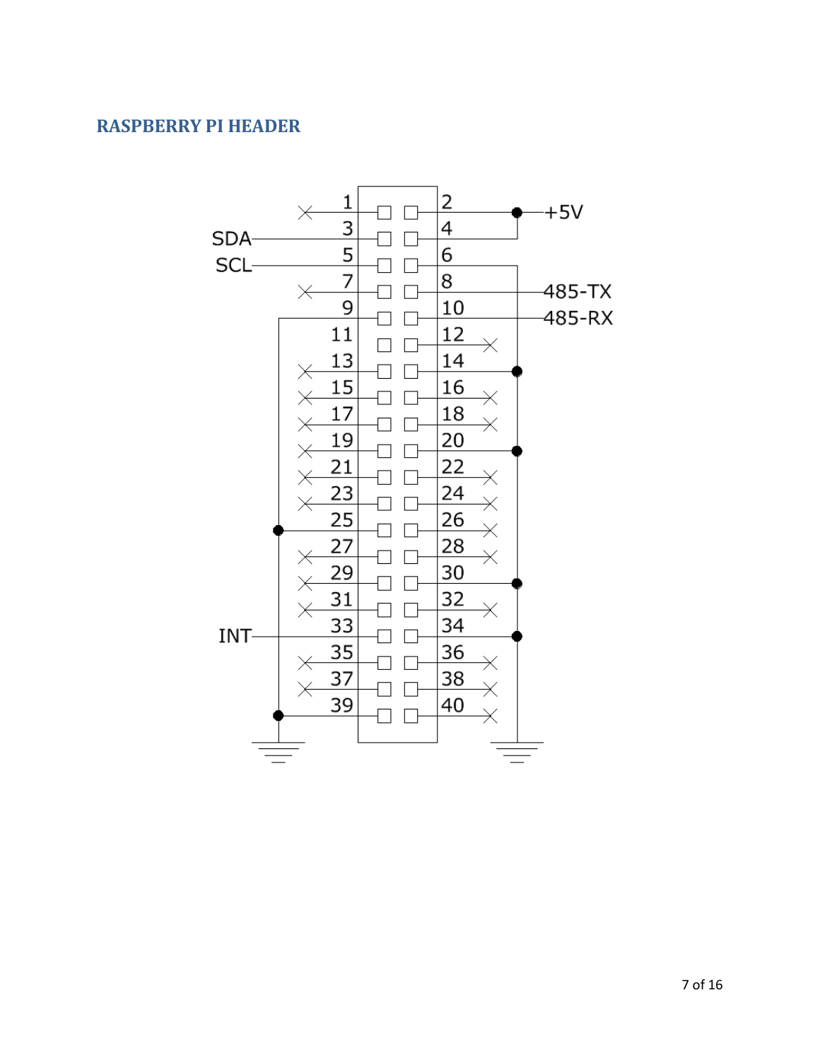## RASPBERRY PI HEADER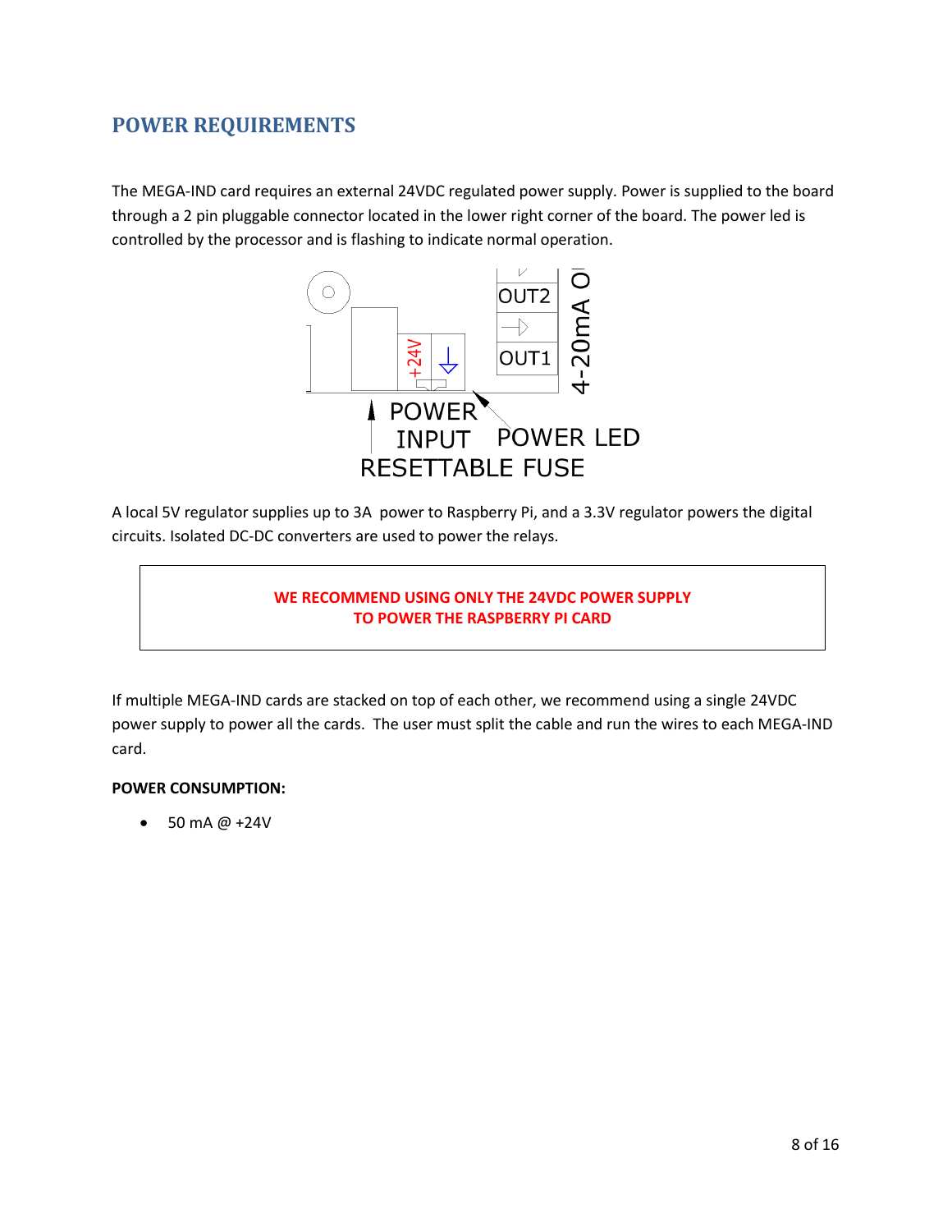## POWER REQUIREMENTS

The MEGA-IND card requires an external 24VDC regulated power supply. Power is supplied to the board through a 2 pin pluggable connector located in the lower right corner of the board. The power led is controlled by the processor and is flashing to indicate normal operation.

A local 5V regulator supplies up to 3A power to Raspberry Pi, and a 3.3V regulator powers the digital circuits. Isolated DC-DC converters are used to power the relays.

**WE RECOMMEND USING ONLY THE 24VDC POWER SUPPLY TO POWER THE RASPBERRY PI CARD**

If multiple MEGA-IND cards are stacked on top of each other, we recommend using a single 24VDC power supply to power all the cards. The user must split the cable and run the wires to each MEGA-IND card.

**POWER CONSUMPTION:**

- 50 mA @ +24V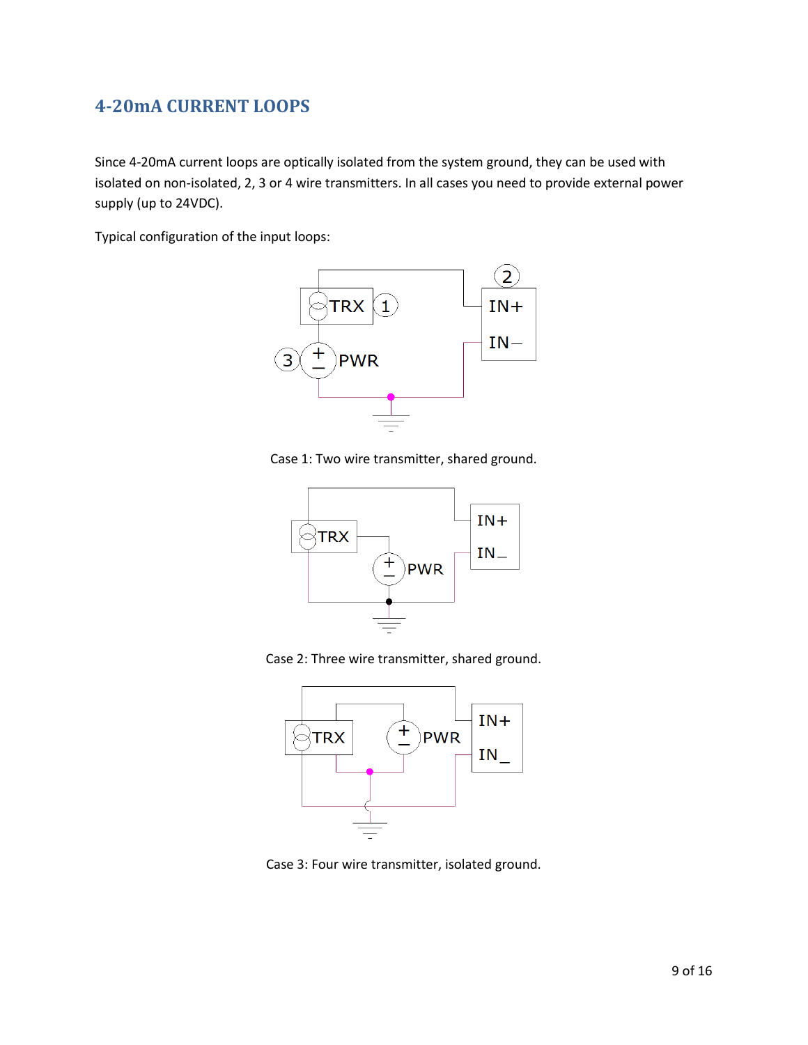## 4-20mA CURRENT LOOPS

Since 4-20mA current loops are optically isolated from the system ground, they can be used with isolated on non-isolated, 2, 3 or 4 wire transmitters. In all cases you need to provide external power supply (up to 24VDC).

Typical configuration of the input loops:

Case 1: Two wire transmitter, shared ground.

Case 2: Three wire transmitter, shared ground.

Case 3: Four wire transmitter, isolated ground.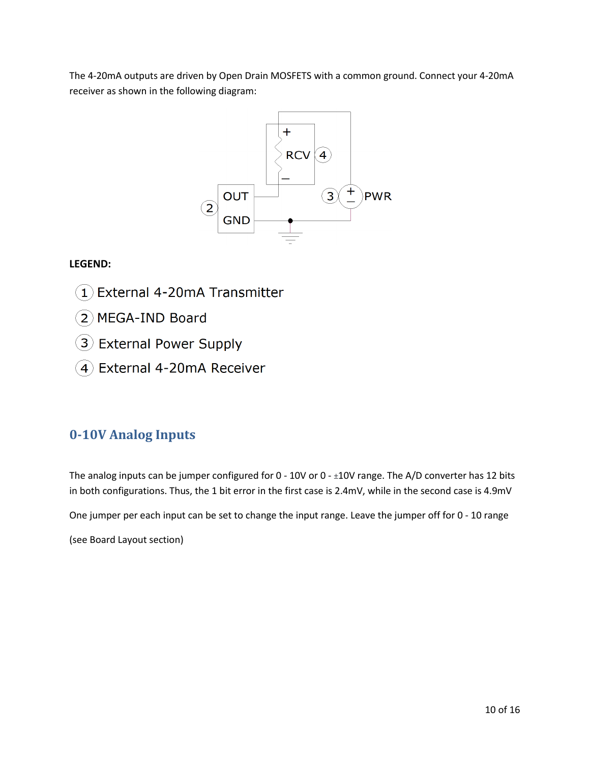The 4-20mA outputs are driven by Open Drain MOSFETS with a common ground. Connect your 4-20mA receiver as shown in the following diagram:

**LEGEND:**

1. External 4-20mA Transmitter
2. MEGA-IND Board
3. External Power Supply
4. External 4-20mA Receiver

## 0-10V Analog Inputs

The analog inputs can be jumper configured for 0 - 10V or 0 - ±10V range. The A/D converter has 12 bits in both configurations. Thus, the 1 bit error in the first case is 2.4mV, while in the second case is 4.9mV

One jumper per each input can be set to change the input range. Leave the jumper off for 0 - 10 range

(see Board Layout section)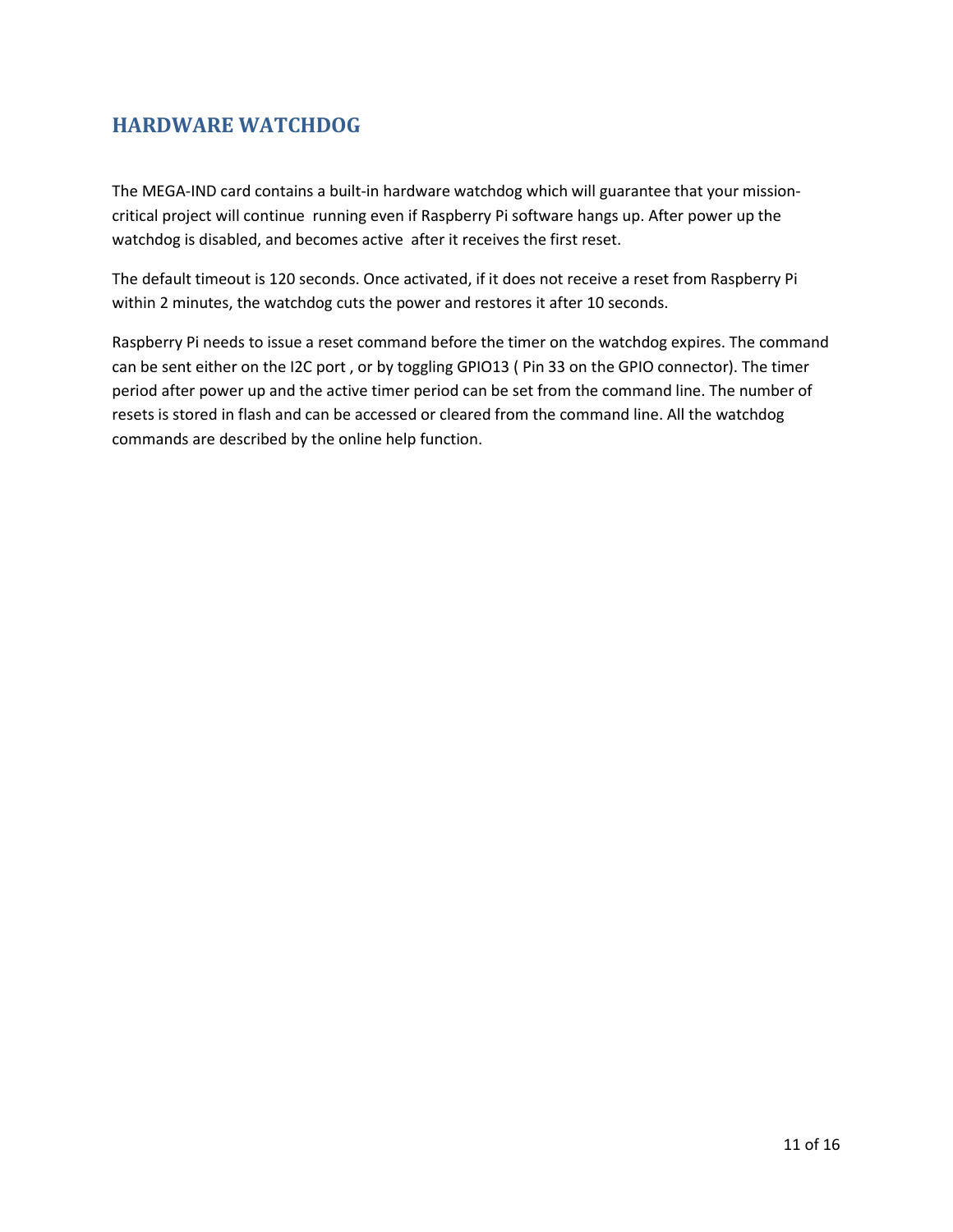## HARDWARE WATCHDOG

The MEGA-IND card contains a built-in hardware watchdog which will guarantee that your mission-critical project will continue running even if Raspberry Pi software hangs up. After power up the watchdog is disabled, and becomes active after it receives the first reset.

The default timeout is 120 seconds. Once activated, if it does not receive a reset from Raspberry Pi within 2 minutes, the watchdog cuts the power and restores it after 10 seconds.

Raspberry Pi needs to issue a reset command before the timer on the watchdog expires. The command can be sent either on the I2C port , or by toggling GPIO13 ( Pin 33 on the GPIO connector). The timer period after power up and the active timer period can be set from the command line. The number of resets is stored in flash and can be accessed or cleared from the command line. All the watchdog commands are described by the online help function.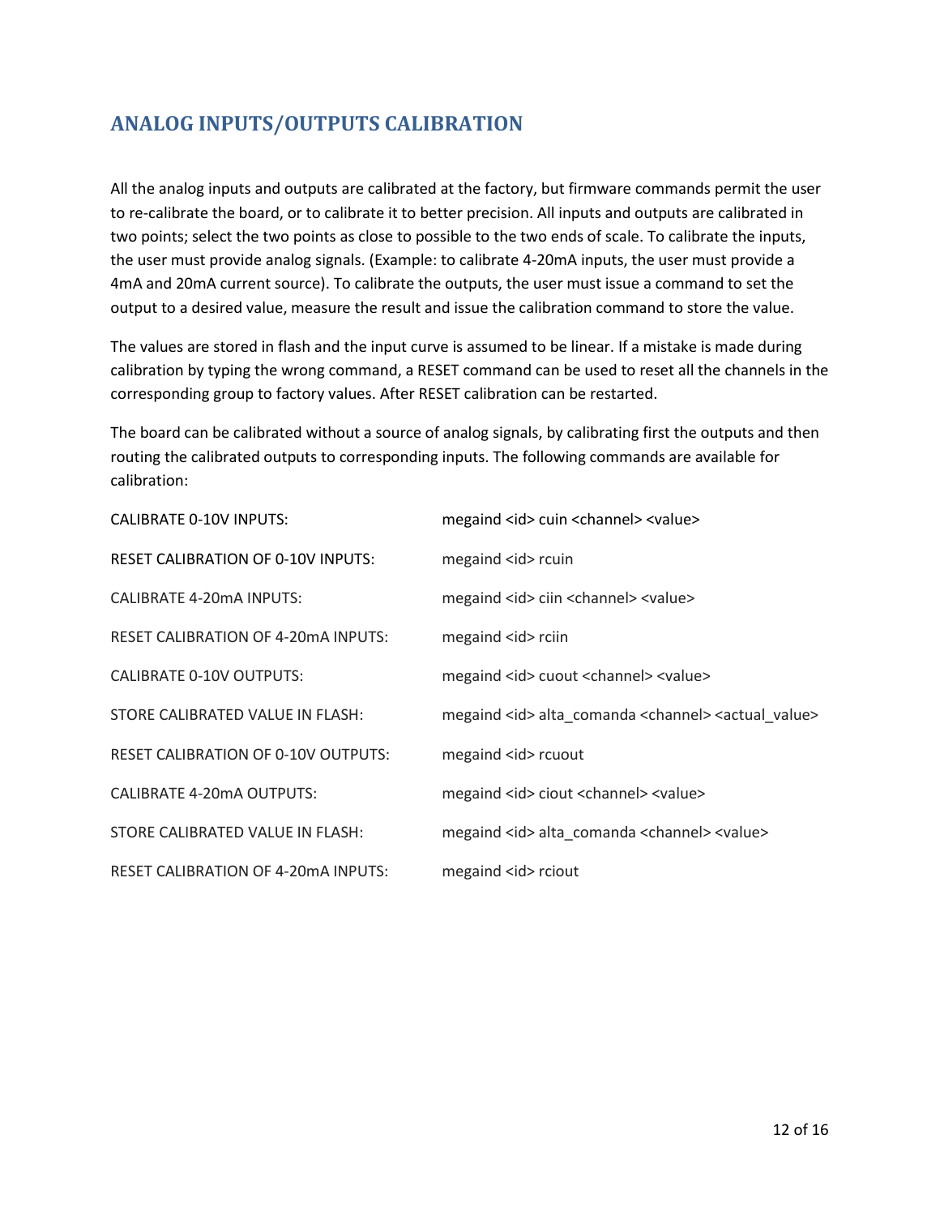## ANALOG INPUTS/OUTPUTS CALIBRATION

All the analog inputs and outputs are calibrated at the factory, but firmware commands permit the user to re-calibrate the board, or to calibrate it to better precision. All inputs and outputs are calibrated in two points; select the two points as close to possible to the two ends of scale. To calibrate the inputs, the user must provide analog signals. (Example: to calibrate 4-20mA inputs, the user must provide a 4mA and 20mA current source). To calibrate the outputs, the user must issue a command to set the output to a desired value, measure the result and issue the calibration command to store the value.

The values are stored in flash and the input curve is assumed to be linear. If a mistake is made during calibration by typing the wrong command, a RESET command can be used to reset all the channels in the corresponding group to factory values. After RESET calibration can be restarted.

The board can be calibrated without a source of analog signals, by calibrating first the outputs and then routing the calibrated outputs to corresponding inputs. The following commands are available for calibration:

| | |
|---|---|
| CALIBRATE 0-10V INPUTS: | megaind <id> cuin <channel> <value> |
| RESET CALIBRATION OF 0-10V INPUTS: | megaind <id> rcuin |
| CALIBRATE 4-20mA INPUTS: | megaind <id> ciin <channel> <value> |
| RESET CALIBRATION OF 4-20mA INPUTS: | megaind <id> rciin |
| CALIBRATE 0-10V OUTPUTS: | megaind <id> cuout <channel> <value> |
| STORE CALIBRATED VALUE IN FLASH: | megaind <id> alta_comanda <channel> <actual_value> |
| RESET CALIBRATION OF 0-10V OUTPUTS: | megaind <id> rcuout |
| CALIBRATE 4-20mA OUTPUTS: | megaind <id> ciout <channel> <value> |
| STORE CALIBRATED VALUE IN FLASH: | megaind <id> alta_comanda <channel> <value> |
| RESET CALIBRATION OF 4-20mA INPUTS: | megaind <id> rciout |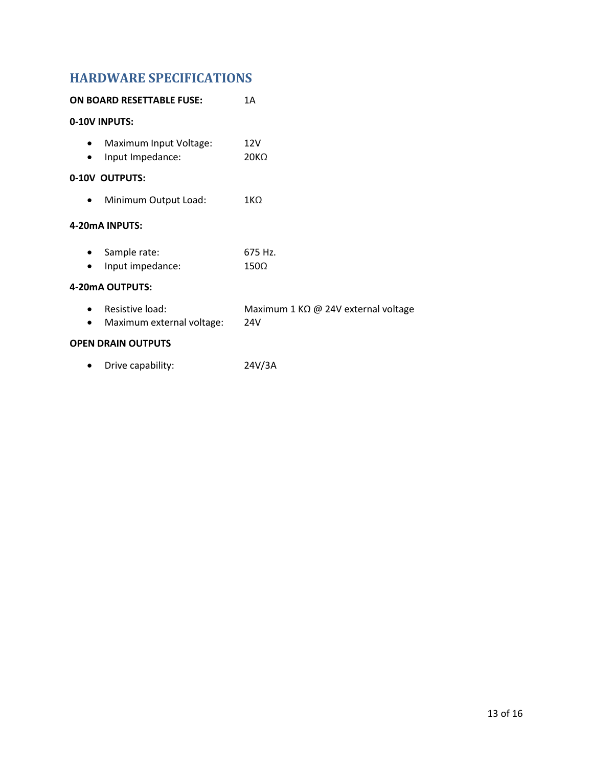## HARDWARE SPECIFICATIONS

**ON BOARD RESETTABLE FUSE:** 1A

**0-10V INPUTS:**

- Maximum Input Voltage: 12V
- Input Impedance: 20KΩ

**0-10V OUTPUTS:**

- Minimum Output Load: 1KΩ

**4-20mA INPUTS:**

- Sample rate: 675 Hz.
- Input impedance: 150Ω

**4-20mA OUTPUTS:**

- Resistive load: Maximum 1 KΩ @ 24V external voltage
- Maximum external voltage: 24V

**OPEN DRAIN OUTPUTS**

- Drive capability: 24V/3A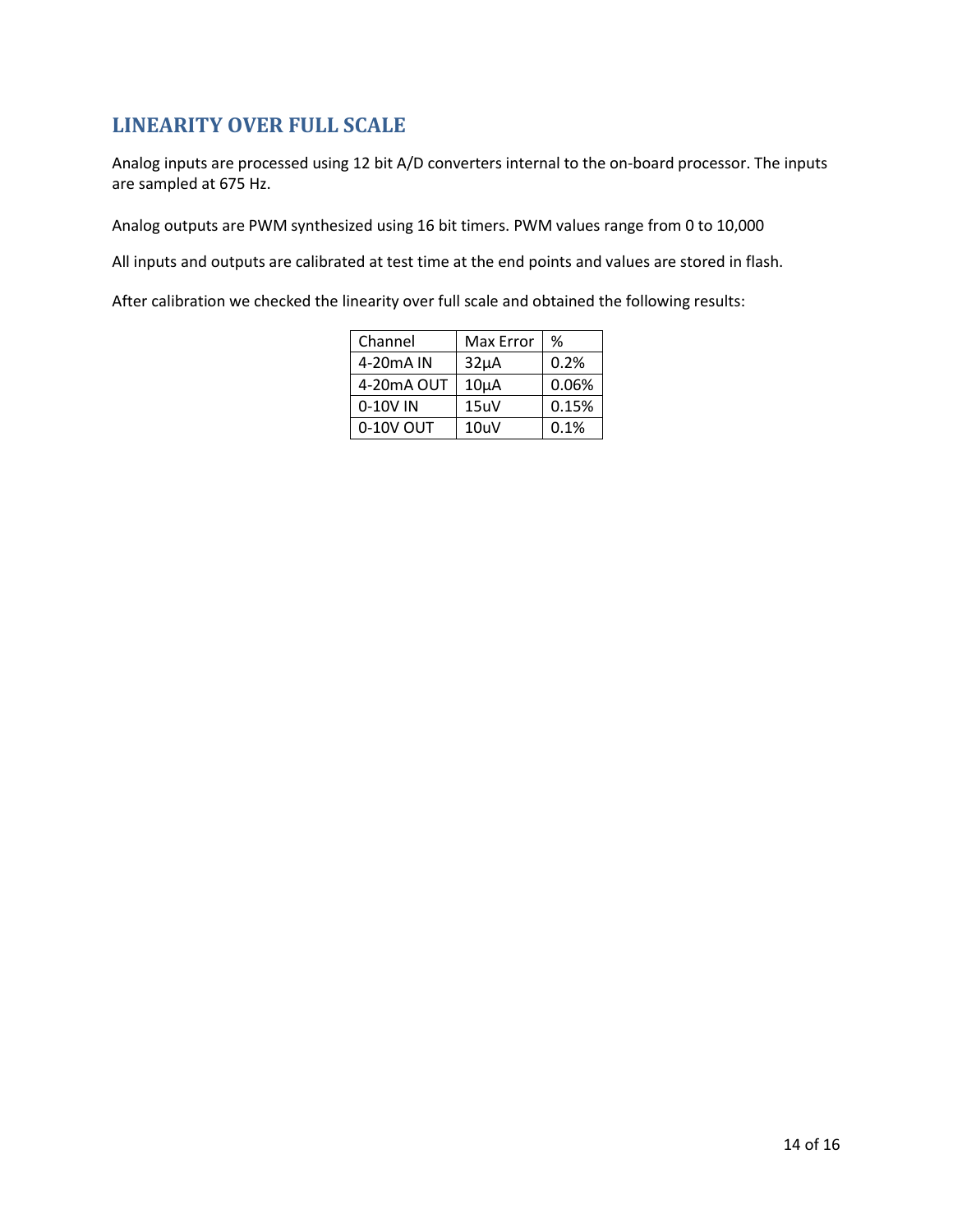## LINEARITY OVER FULL SCALE

Analog inputs are processed using 12 bit A/D converters internal to the on-board processor. The inputs are sampled at 675 Hz.

Analog outputs are PWM synthesized using 16 bit timers. PWM values range from 0 to 10,000

All inputs and outputs are calibrated at test time at the end points and values are stored in flash.

After calibration we checked the linearity over full scale and obtained the following results:

| Channel | Max Error | % |
|---|---|---|
| 4-20mA IN | 32µA | 0.2% |
| 4-20mA OUT | 10µA | 0.06% |
| 0-10V IN | 15uV | 0.15% |
| 0-10V OUT | 10uV | 0.1% |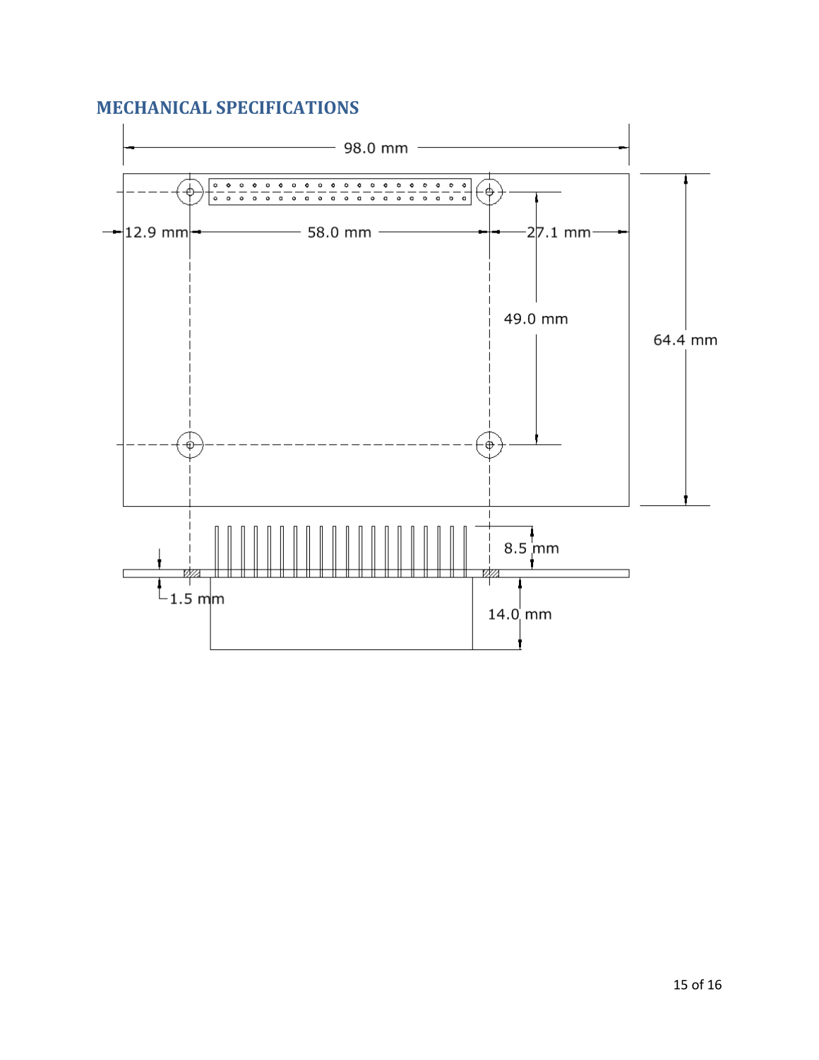## MECHANICAL SPECIFICATIONS

98.0 mm

12.9 mm

58.0 mm

27.1 mm

49.0 mm

64.4 mm

8.5 mm

1.5 mm

14.0 mm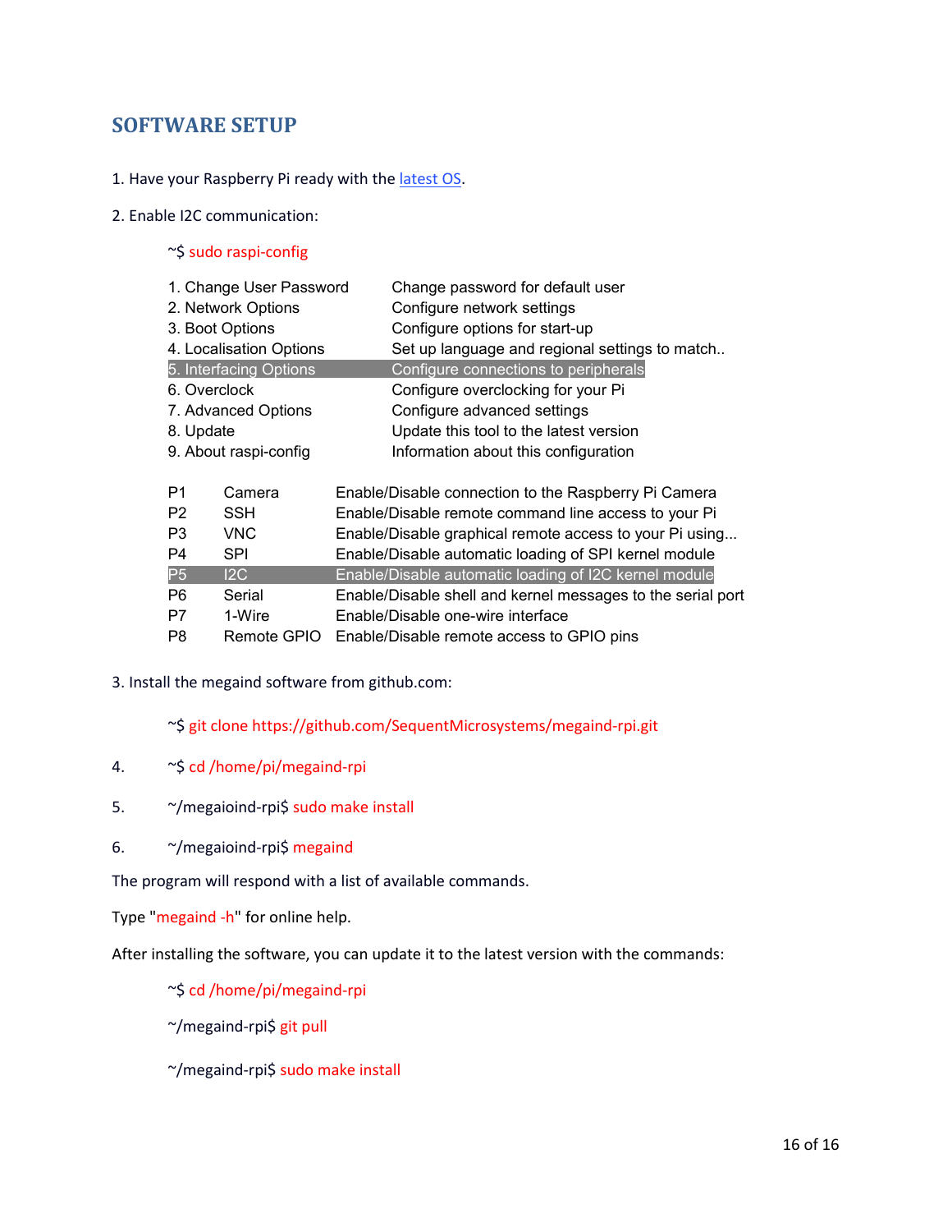## SOFTWARE SETUP

1. Have your Raspberry Pi ready with the latest OS.

2. Enable I2C communication:

```
~$ sudo raspi-config
```

| | |
|---|---|
| 1. Change User Password | Change password for default user |
| 2. Network Options | Configure network settings |
| 3. Boot Options | Configure options for start-up |
| 4. Localisation Options | Set up language and regional settings to match.. |
| 5. Interfacing Options | Configure connections to peripherals |
| 6. Overclock | Configure overclocking for your Pi |
| 7. Advanced Options | Configure advanced settings |
| 8. Update | Update this tool to the latest version |
| 9. About raspi-config | Information about this configuration |

| | | |
|---|---|---|
| P1 | Camera | Enable/Disable connection to the Raspberry Pi Camera |
| P2 | SSH | Enable/Disable remote command line access to your Pi |
| P3 | VNC | Enable/Disable graphical remote access to your Pi using... |
| P4 | SPI | Enable/Disable automatic loading of SPI kernel module |
| P5 | I2C | Enable/Disable automatic loading of I2C kernel module |
| P6 | Serial | Enable/Disable shell and kernel messages to the serial port |
| P7 | 1-Wire | Enable/Disable one-wire interface |
| P8 | Remote GPIO | Enable/Disable remote access to GPIO pins |

3. Install the megaind software from github.com:

```
~$ git clone https://github.com/SequentMicrosystems/megaind-rpi.git
```

4. 
```
~$ cd /home/pi/megaind-rpi
```

5. 
```
~/megaioind-rpi$ sudo make install
```

6. 
```
~/megaioind-rpi$ megaind
```

The program will respond with a list of available commands.

Type "megaind -h" for online help.

After installing the software, you can update it to the latest version with the commands:

```
~$ cd /home/pi/megaind-rpi
~/megaind-rpi$ git pull
~/megaind-rpi$ sudo make install
```